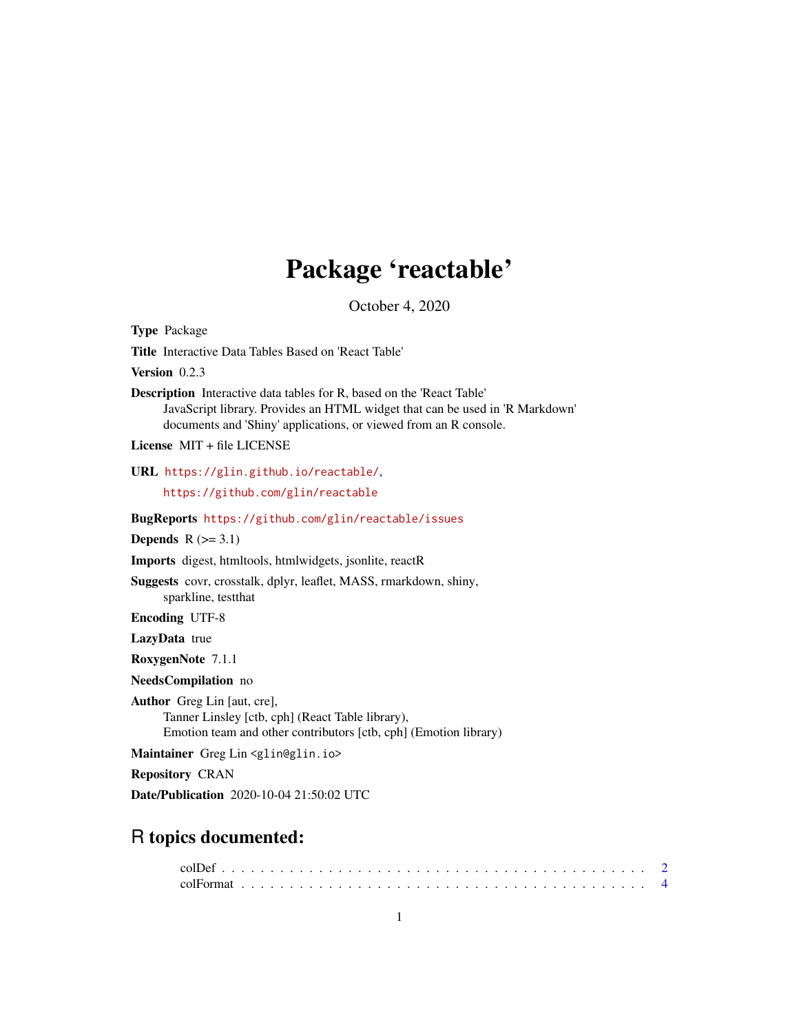# Package 'reactable'

October 4, 2020

**Type** Package

**Title** Interactive Data Tables Based on 'React Table'

**Version** 0.2.3

**Description** Interactive data tables for R, based on the 'React Table' JavaScript library. Provides an HTML widget that can be used in 'R Markdown' documents and 'Shiny' applications, or viewed from an R console.

**License** MIT + file LICENSE

**URL** https://glin.github.io/reactable/, https://github.com/glin/reactable

**BugReports** https://github.com/glin/reactable/issues

**Depends** R (>= 3.1)

**Imports** digest, htmltools, htmlwidgets, jsonlite, reactR

**Suggests** covr, crosstalk, dplyr, leaflet, MASS, rmarkdown, shiny, sparkline, testthat

**Encoding** UTF-8

**LazyData** true

**RoxygenNote** 7.1.1

**NeedsCompilation** no

**Author** Greg Lin [aut, cre], Tanner Linsley [ctb, cph] (React Table library), Emotion team and other contributors [ctb, cph] (Emotion library)

**Maintainer** Greg Lin <glin@glin.io>

**Repository** CRAN

**Date/Publication** 2020-10-04 21:50:02 UTC

## R topics documented:

colDef . . . . . . . . . . . . . . . . . . . . . . . . . . . . . . . . . . . . . . . . . . 2
colFormat . . . . . . . . . . . . . . . . . . . . . . . . . . . . . . . . . . . . . . . . 4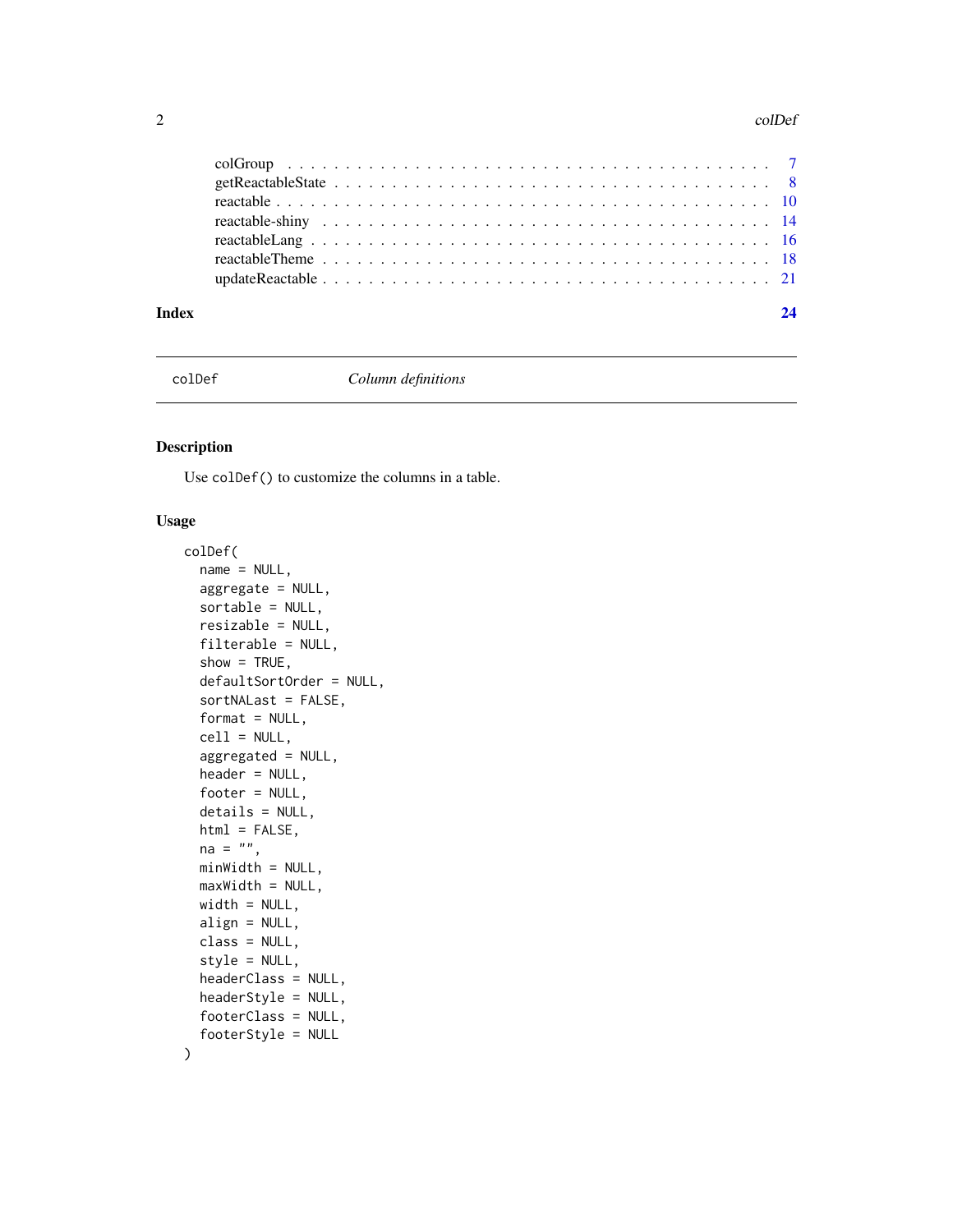colGroup . . . . . . . . . . . . . . . . . . . . . . . . . . . . . . . . . . . . . . . 7
getReactableState . . . . . . . . . . . . . . . . . . . . . . . . . . . . . . . . . . . 8
reactable . . . . . . . . . . . . . . . . . . . . . . . . . . . . . . . . . . . . . . . 10
reactable-shiny . . . . . . . . . . . . . . . . . . . . . . . . . . . . . . . . . . . . 14
reactableLang . . . . . . . . . . . . . . . . . . . . . . . . . . . . . . . . . . . . . 16
reactableTheme . . . . . . . . . . . . . . . . . . . . . . . . . . . . . . . . . . . . 18
updateReactable . . . . . . . . . . . . . . . . . . . . . . . . . . . . . . . . . . . . 21

**Index** **24**

---

`colDef` *Column definitions*

---

## Description

Use `colDef()` to customize the columns in a table.

## Usage

```
colDef(
  name = NULL,
  aggregate = NULL,
  sortable = NULL,
  resizable = NULL,
  filterable = NULL,
  show = TRUE,
  defaultSortOrder = NULL,
  sortNALast = FALSE,
  format = NULL,
  cell = NULL,
  aggregated = NULL,
  header = NULL,
  footer = NULL,
  details = NULL,
  html = FALSE,
  na = "",
  minWidth = NULL,
  maxWidth = NULL,
  width = NULL,
  align = NULL,
  class = NULL,
  style = NULL,
  headerClass = NULL,
  headerStyle = NULL,
  footerClass = NULL,
  footerStyle = NULL
)
```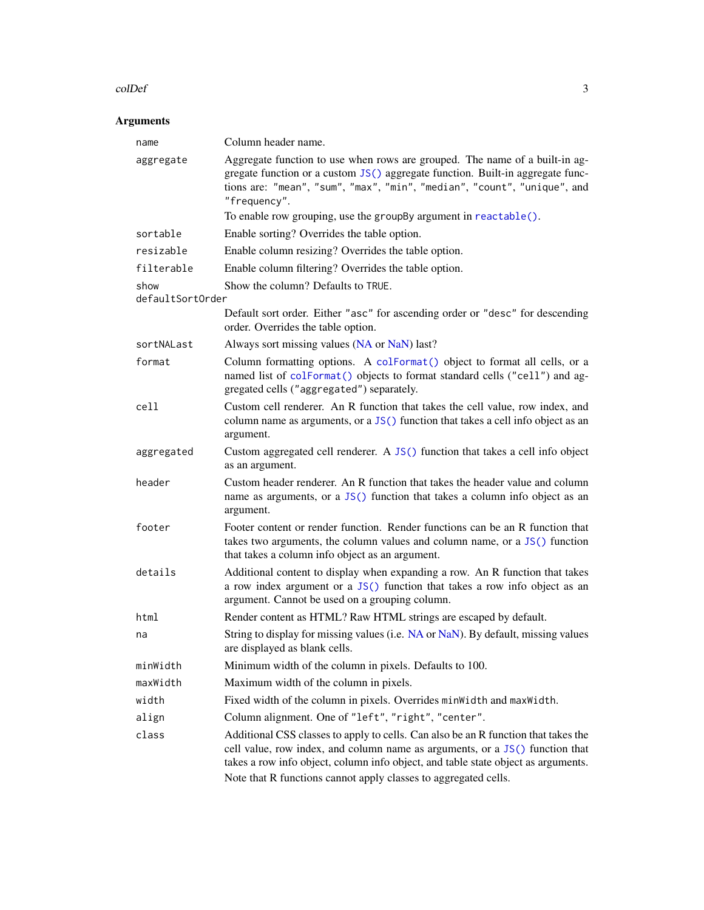## Arguments

| Argument | Description |
| --- | --- |
| `name` | Column header name. |
| `aggregate` | Aggregate function to use when rows are grouped. The name of a built-in aggregate function or a custom `JS()` aggregate function. Built-in aggregate functions are: `"mean"`, `"sum"`, `"max"`, `"min"`, `"median"`, `"count"`, `"unique"`, and `"frequency"`.<br>To enable row grouping, use the `groupBy` argument in `reactable()`. |
| `sortable` | Enable sorting? Overrides the table option. |
| `resizable` | Enable column resizing? Overrides the table option. |
| `filterable` | Enable column filtering? Overrides the table option. |
| `show` | Show the column? Defaults to `TRUE`. |
| `defaultSortOrder` | Default sort order. Either `"asc"` for ascending order or `"desc"` for descending order. Overrides the table option. |
| `sortNALast` | Always sort missing values (NA or NaN) last? |
| `format` | Column formatting options. A `colFormat()` object to format all cells, or a named list of `colFormat()` objects to format standard cells (`"cell"`) and aggregated cells (`"aggregated"`) separately. |
| `cell` | Custom cell renderer. An R function that takes the cell value, row index, and column name as arguments, or a `JS()` function that takes a cell info object as an argument. |
| `aggregated` | Custom aggregated cell renderer. A `JS()` function that takes a cell info object as an argument. |
| `header` | Custom header renderer. An R function that takes the header value and column name as arguments, or a `JS()` function that takes a column info object as an argument. |
| `footer` | Footer content or render function. Render functions can be an R function that takes two arguments, the column values and column name, or a `JS()` function that takes a column info object as an argument. |
| `details` | Additional content to display when expanding a row. An R function that takes a row index argument or a `JS()` function that takes a row info object as an argument. Cannot be used on a grouping column. |
| `html` | Render content as HTML? Raw HTML strings are escaped by default. |
| `na` | String to display for missing values (i.e. NA or NaN). By default, missing values are displayed as blank cells. |
| `minWidth` | Minimum width of the column in pixels. Defaults to 100. |
| `maxWidth` | Maximum width of the column in pixels. |
| `width` | Fixed width of the column in pixels. Overrides `minWidth` and `maxWidth`. |
| `align` | Column alignment. One of `"left"`, `"right"`, `"center"`. |
| `class` | Additional CSS classes to apply to cells. Can also be an R function that takes the cell value, row index, and column name as arguments, or a `JS()` function that takes a row info object, column info object, and table state object as arguments.<br>Note that R functions cannot apply classes to aggregated cells. |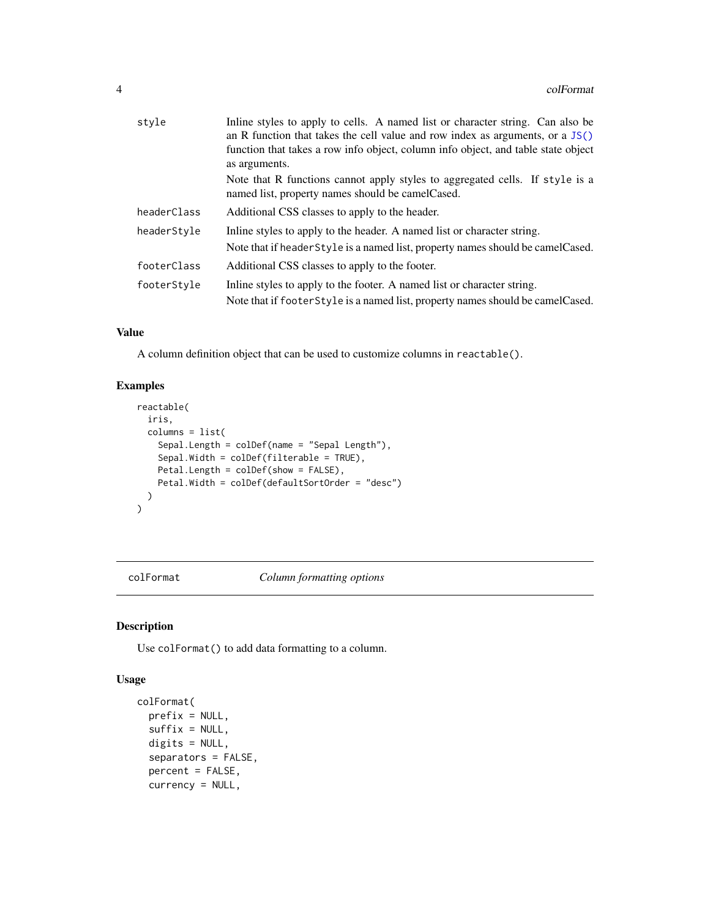| | |
|---|---|
| `style` | Inline styles to apply to cells. A named list or character string. Can also be an R function that takes the cell value and row index as arguments, or a `JS()` function that takes a row info object, column info object, and table state object as arguments.<br><br>Note that R functions cannot apply styles to aggregated cells. If `style` is a named list, property names should be camelCased. |
| `headerClass` | Additional CSS classes to apply to the header. |
| `headerStyle` | Inline styles to apply to the header. A named list or character string.<br><br>Note that if `headerStyle` is a named list, property names should be camelCased. |
| `footerClass` | Additional CSS classes to apply to the footer. |
| `footerStyle` | Inline styles to apply to the footer. A named list or character string.<br><br>Note that if `footerStyle` is a named list, property names should be camelCased. |

## Value

A column definition object that can be used to customize columns in `reactable()`.

## Examples

```
reactable(
  iris,
  columns = list(
    Sepal.Length = colDef(name = "Sepal Length"),
    Sepal.Width = colDef(filterable = TRUE),
    Petal.Length = colDef(show = FALSE),
    Petal.Width = colDef(defaultSortOrder = "desc")
  )
)
```

---

# colFormat *Column formatting options*

---

## Description

Use `colFormat()` to add data formatting to a column.

## Usage

```
colFormat(
  prefix = NULL,
  suffix = NULL,
  digits = NULL,
  separators = FALSE,
  percent = FALSE,
  currency = NULL,
```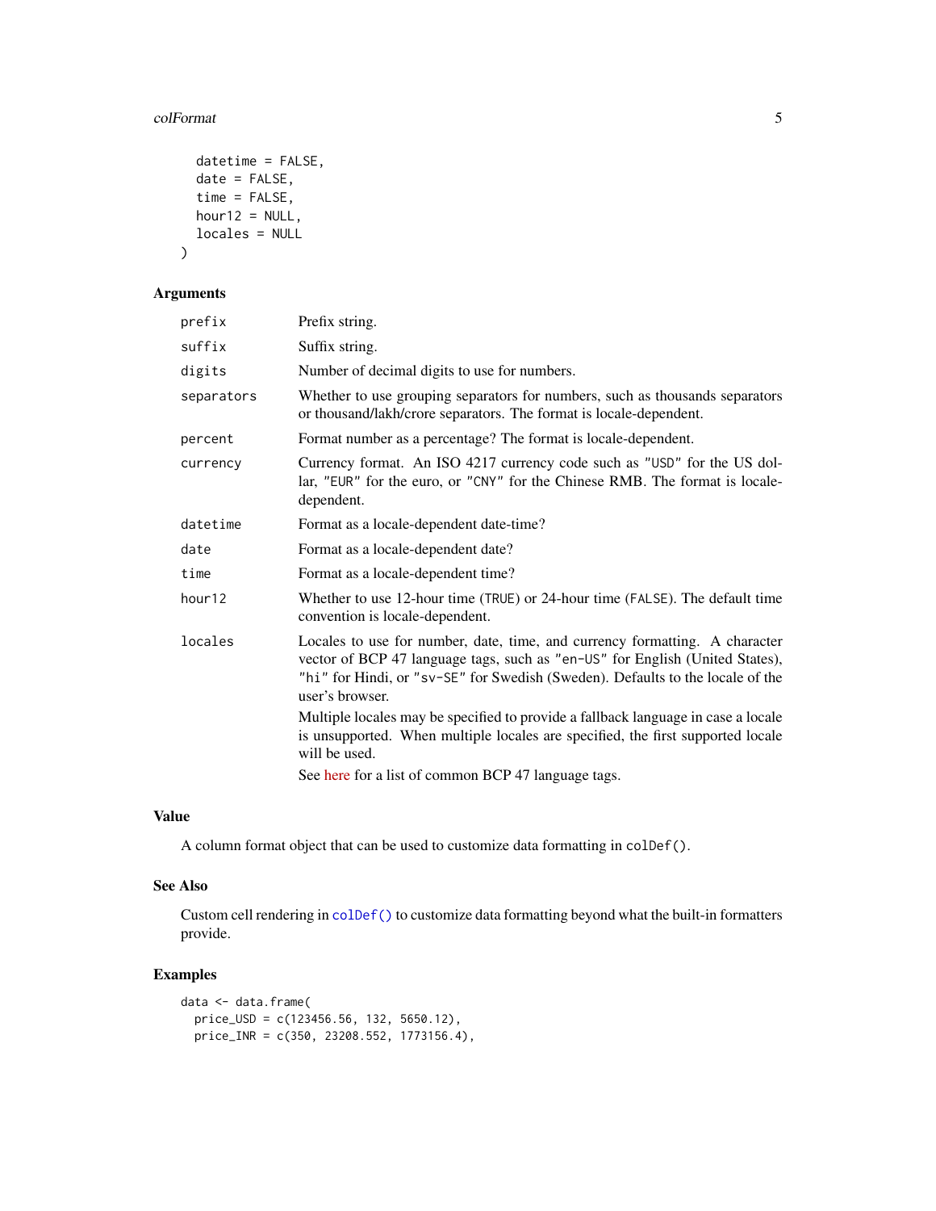```
  datetime = FALSE,
  date = FALSE,
  time = FALSE,
  hour12 = NULL,
  locales = NULL
)
```

## Arguments

| | |
|---|---|
| `prefix` | Prefix string. |
| `suffix` | Suffix string. |
| `digits` | Number of decimal digits to use for numbers. |
| `separators` | Whether to use grouping separators for numbers, such as thousands separators or thousand/lakh/crore separators. The format is locale-dependent. |
| `percent` | Format number as a percentage? The format is locale-dependent. |
| `currency` | Currency format. An ISO 4217 currency code such as `"USD"` for the US dollar, `"EUR"` for the euro, or `"CNY"` for the Chinese RMB. The format is locale-dependent. |
| `datetime` | Format as a locale-dependent date-time? |
| `date` | Format as a locale-dependent date? |
| `time` | Format as a locale-dependent time? |
| `hour12` | Whether to use 12-hour time (`TRUE`) or 24-hour time (`FALSE`). The default time convention is locale-dependent. |
| `locales` | Locales to use for number, date, time, and currency formatting. A character vector of BCP 47 language tags, such as `"en-US"` for English (United States), `"hi"` for Hindi, or `"sv-SE"` for Swedish (Sweden). Defaults to the locale of the user's browser. <br><br> Multiple locales may be specified to provide a fallback language in case a locale is unsupported. When multiple locales are specified, the first supported locale will be used. <br><br> See here for a list of common BCP 47 language tags. |

## Value

A column format object that can be used to customize data formatting in `colDef()`.

## See Also

Custom cell rendering in `colDef()` to customize data formatting beyond what the built-in formatters provide.

## Examples

```
data <- data.frame(
  price_USD = c(123456.56, 132, 5650.12),
  price_INR = c(350, 23208.552, 1773156.4),
```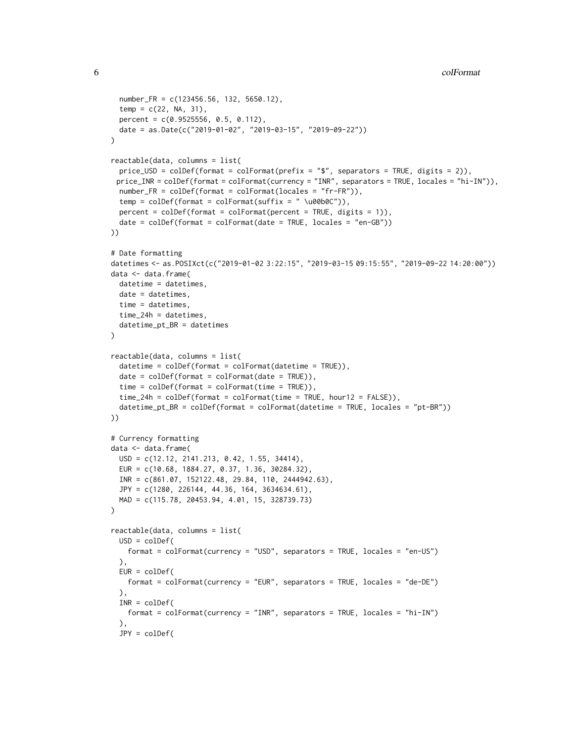```
  number_FR = c(123456.56, 132, 5650.12),
  temp = c(22, NA, 31),
  percent = c(0.9525556, 0.5, 0.112),
  date = as.Date(c("2019-01-02", "2019-03-15", "2019-09-22"))
)

reactable(data, columns = list(
  price_USD = colDef(format = colFormat(prefix = "$", separators = TRUE, digits = 2)),
 price_INR = colDef(format = colFormat(currency = "INR", separators = TRUE, locales = "hi-IN")),
  number_FR = colDef(format = colFormat(locales = "fr-FR")),
  temp = colDef(format = colFormat(suffix = " \u00b0C")),
  percent = colDef(format = colFormat(percent = TRUE, digits = 1)),
  date = colDef(format = colFormat(date = TRUE, locales = "en-GB"))
))

# Date formatting
datetimes <- as.POSIXct(c("2019-01-02 3:22:15", "2019-03-15 09:15:55", "2019-09-22 14:20:00"))
data <- data.frame(
  datetime = datetimes,
  date = datetimes,
  time = datetimes,
  time_24h = datetimes,
  datetime_pt_BR = datetimes
)

reactable(data, columns = list(
  datetime = colDef(format = colFormat(datetime = TRUE)),
  date = colDef(format = colFormat(date = TRUE)),
  time = colDef(format = colFormat(time = TRUE)),
  time_24h = colDef(format = colFormat(time = TRUE, hour12 = FALSE)),
  datetime_pt_BR = colDef(format = colFormat(datetime = TRUE, locales = "pt-BR"))
))

# Currency formatting
data <- data.frame(
  USD = c(12.12, 2141.213, 0.42, 1.55, 34414),
  EUR = c(10.68, 1884.27, 0.37, 1.36, 30284.32),
  INR = c(861.07, 152122.48, 29.84, 110, 2444942.63),
  JPY = c(1280, 226144, 44.36, 164, 3634634.61),
  MAD = c(115.78, 20453.94, 4.01, 15, 328739.73)
)

reactable(data, columns = list(
  USD = colDef(
    format = colFormat(currency = "USD", separators = TRUE, locales = "en-US")
  ),
  EUR = colDef(
    format = colFormat(currency = "EUR", separators = TRUE, locales = "de-DE")
  ),
  INR = colDef(
    format = colFormat(currency = "INR", separators = TRUE, locales = "hi-IN")
  ),
  JPY = colDef(
```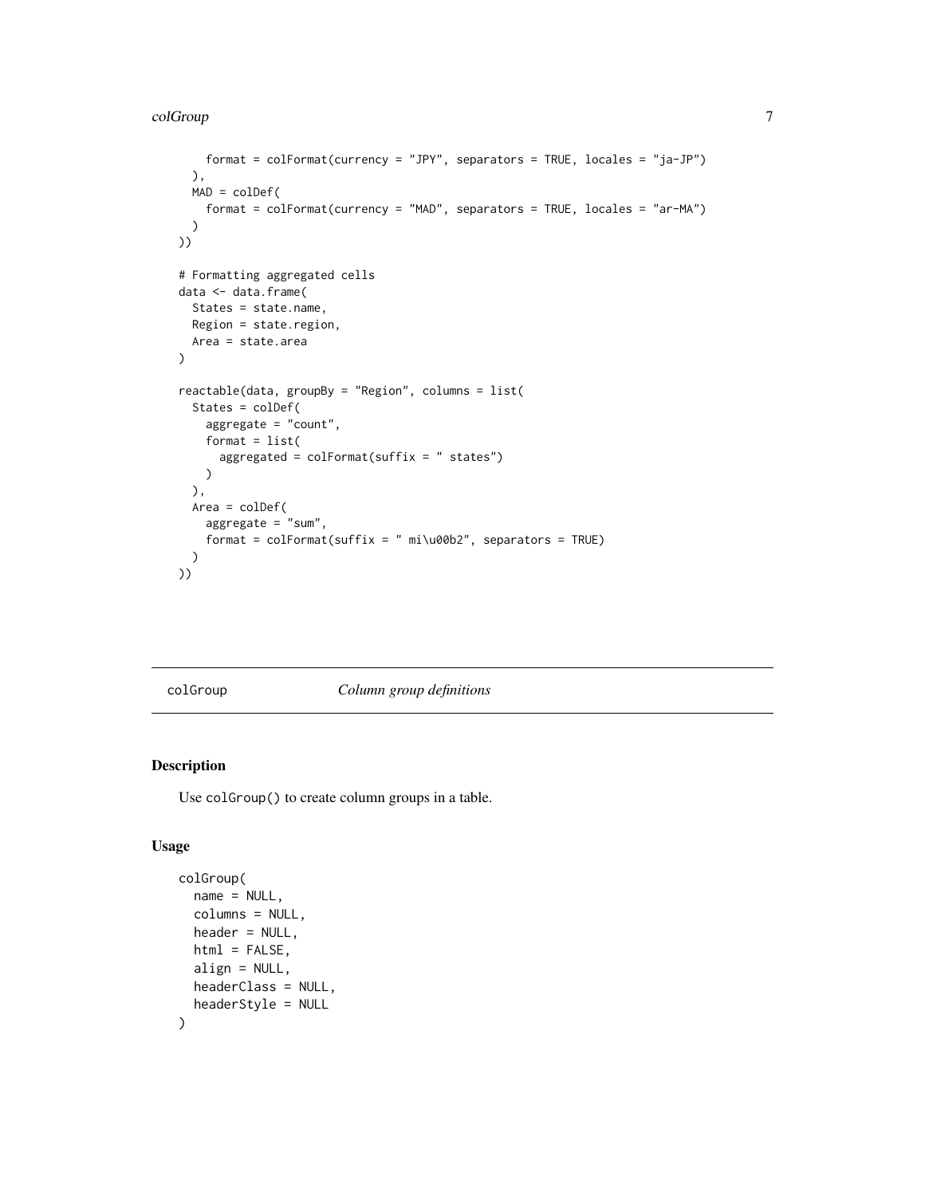```
    format = colFormat(currency = "JPY", separators = TRUE, locales = "ja-JP")
  ),
  MAD = colDef(
    format = colFormat(currency = "MAD", separators = TRUE, locales = "ar-MA")
  )
))

# Formatting aggregated cells
data <- data.frame(
  States = state.name,
  Region = state.region,
  Area = state.area
)

reactable(data, groupBy = "Region", columns = list(
  States = colDef(
    aggregate = "count",
    format = list(
      aggregated = colFormat(suffix = " states")
    )
  ),
  Area = colDef(
    aggregate = "sum",
    format = colFormat(suffix = " mi\u00b2", separators = TRUE)
  )
))
```

## colGroup — *Column group definitions*

### Description

Use `colGroup()` to create column groups in a table.

### Usage

```
colGroup(
  name = NULL,
  columns = NULL,
  header = NULL,
  html = FALSE,
  align = NULL,
  headerClass = NULL,
  headerStyle = NULL
)
```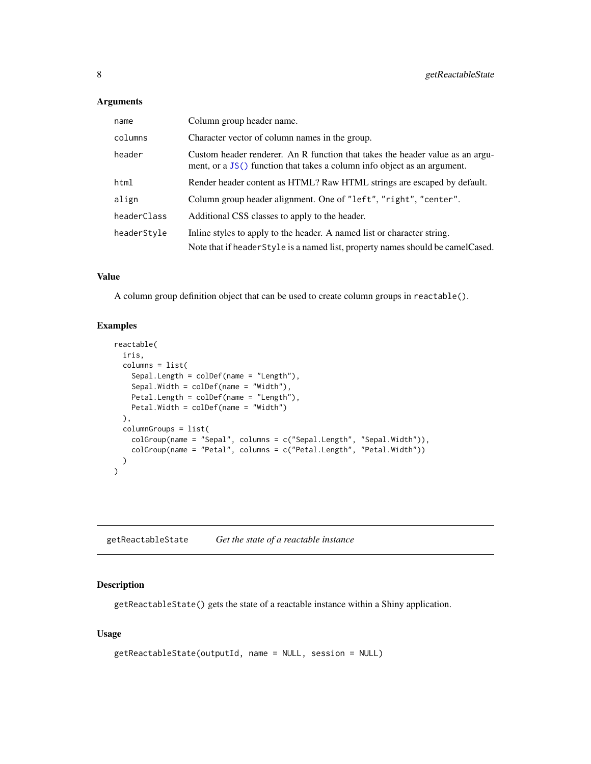### Arguments

| | |
|---|---|
| `name` | Column group header name. |
| `columns` | Character vector of column names in the group. |
| `header` | Custom header renderer. An R function that takes the header value as an argument, or a `JS()` function that takes a column info object as an argument. |
| `html` | Render header content as HTML? Raw HTML strings are escaped by default. |
| `align` | Column group header alignment. One of `"left"`, `"right"`, `"center"`. |
| `headerClass` | Additional CSS classes to apply to the header. |
| `headerStyle` | Inline styles to apply to the header. A named list or character string. Note that if `headerStyle` is a named list, property names should be camelCased. |

### Value

A column group definition object that can be used to create column groups in `reactable()`.

### Examples

```
reactable(
  iris,
  columns = list(
    Sepal.Length = colDef(name = "Length"),
    Sepal.Width = colDef(name = "Width"),
    Petal.Length = colDef(name = "Length"),
    Petal.Width = colDef(name = "Width")
  ),
  columnGroups = list(
    colGroup(name = "Sepal", columns = c("Sepal.Length", "Sepal.Width")),
    colGroup(name = "Petal", columns = c("Petal.Length", "Petal.Width"))
  )
)
```

---

## `getReactableState` *Get the state of a reactable instance*

---

### Description

`getReactableState()` gets the state of a reactable instance within a Shiny application.

### Usage

```
getReactableState(outputId, name = NULL, session = NULL)
```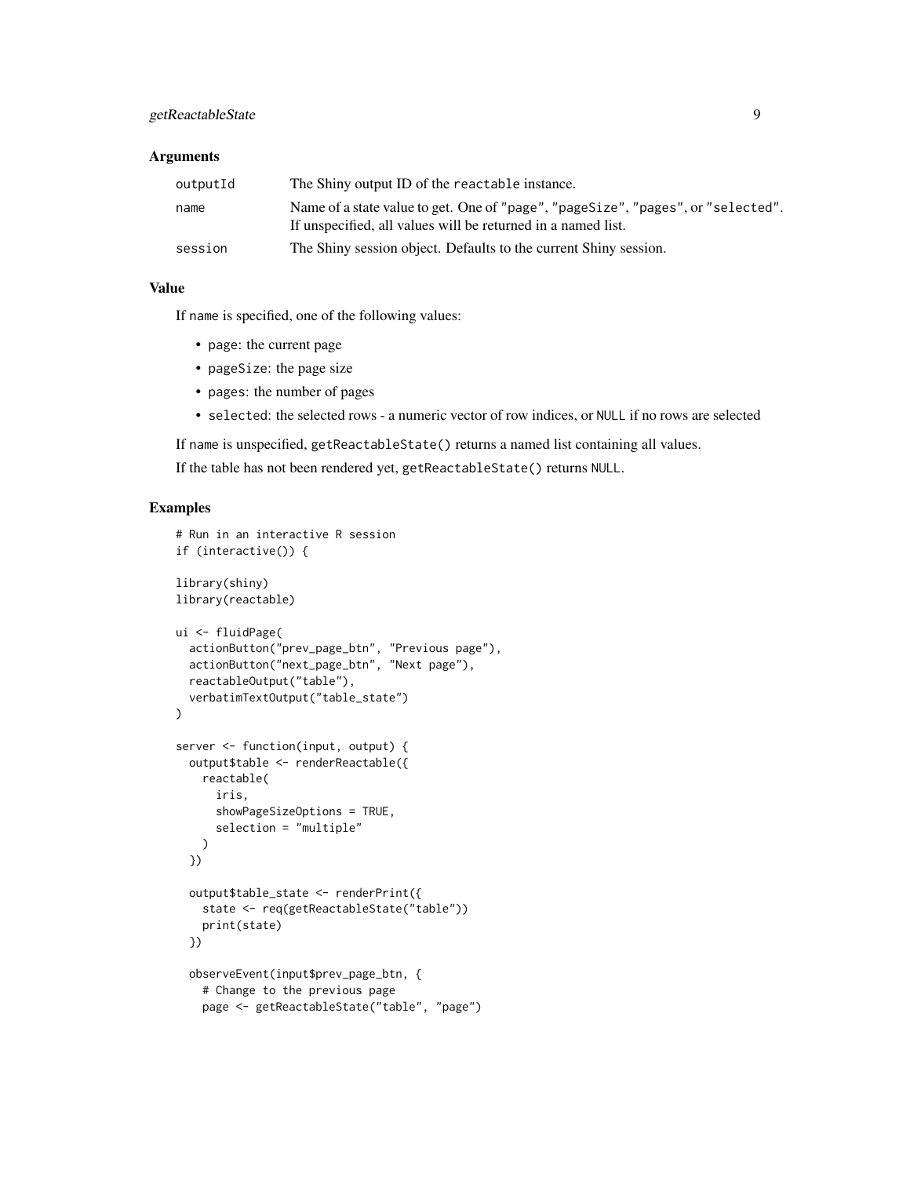### Arguments

| | |
|---|---|
| outputId | The Shiny output ID of the `reactable` instance. |
| name | Name of a state value to get. One of `"page"`, `"pageSize"`, `"pages"`, or `"selected"`. If unspecified, all values will be returned in a named list. |
| session | The Shiny session object. Defaults to the current Shiny session. |

### Value

If `name` is specified, one of the following values:

- `page`: the current page
- `pageSize`: the page size
- `pages`: the number of pages
- `selected`: the selected rows - a numeric vector of row indices, or `NULL` if no rows are selected

If `name` is unspecified, `getReactableState()` returns a named list containing all values.

If the table has not been rendered yet, `getReactableState()` returns `NULL`.

### Examples

```
# Run in an interactive R session
if (interactive()) {

library(shiny)
library(reactable)

ui <- fluidPage(
  actionButton("prev_page_btn", "Previous page"),
  actionButton("next_page_btn", "Next page"),
  reactableOutput("table"),
  verbatimTextOutput("table_state")
)

server <- function(input, output) {
  output$table <- renderReactable({
    reactable(
      iris,
      showPageSizeOptions = TRUE,
      selection = "multiple"
    )
  })

  output$table_state <- renderPrint({
    state <- req(getReactableState("table"))
    print(state)
  })

  observeEvent(input$prev_page_btn, {
    # Change to the previous page
    page <- getReactableState("table", "page")
```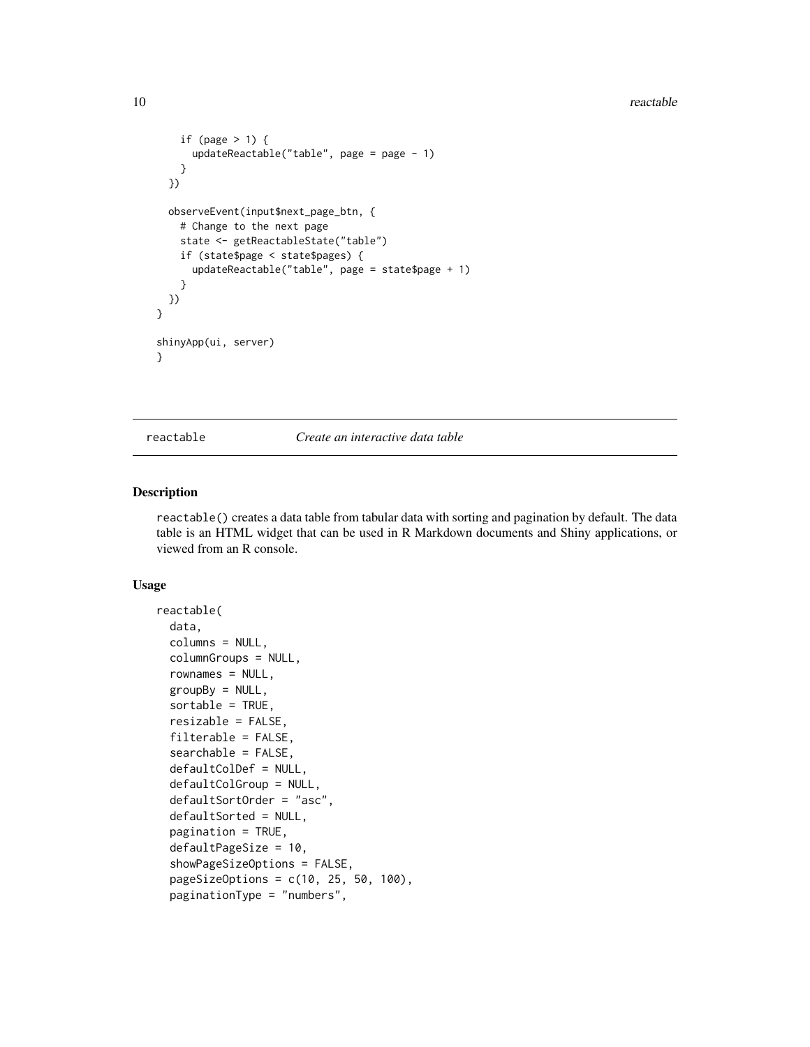```
    if (page > 1) {
      updateReactable("table", page = page - 1)
    }
  })

  observeEvent(input$next_page_btn, {
    # Change to the next page
    state <- getReactableState("table")
    if (state$page < state$pages) {
      updateReactable("table", page = state$page + 1)
    }
  })
}

shinyApp(ui, server)
}
```

## reactable *Create an interactive data table*

### Description

`reactable()` creates a data table from tabular data with sorting and pagination by default. The data table is an HTML widget that can be used in R Markdown documents and Shiny applications, or viewed from an R console.

### Usage

```
reactable(
  data,
  columns = NULL,
  columnGroups = NULL,
  rownames = NULL,
  groupBy = NULL,
  sortable = TRUE,
  resizable = FALSE,
  filterable = FALSE,
  searchable = FALSE,
  defaultColDef = NULL,
  defaultColGroup = NULL,
  defaultSortOrder = "asc",
  defaultSorted = NULL,
  pagination = TRUE,
  defaultPageSize = 10,
  showPageSizeOptions = FALSE,
  pageSizeOptions = c(10, 25, 50, 100),
  paginationType = "numbers",
```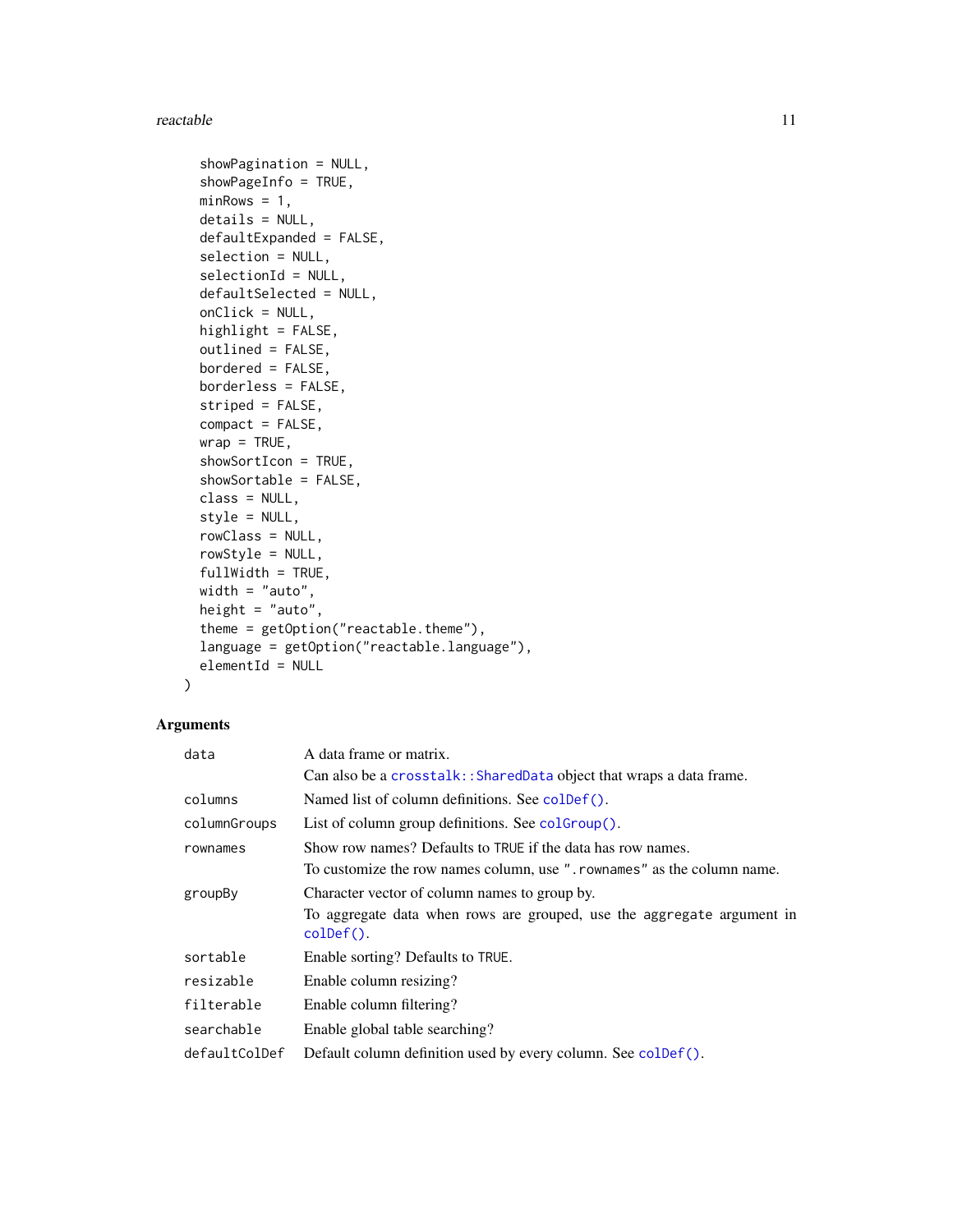```
  showPagination = NULL,
  showPageInfo = TRUE,
  minRows = 1,
  details = NULL,
  defaultExpanded = FALSE,
  selection = NULL,
  selectionId = NULL,
  defaultSelected = NULL,
  onClick = NULL,
  highlight = FALSE,
  outlined = FALSE,
  bordered = FALSE,
  borderless = FALSE,
  striped = FALSE,
  compact = FALSE,
  wrap = TRUE,
  showSortIcon = TRUE,
  showSortable = FALSE,
  class = NULL,
  style = NULL,
  rowClass = NULL,
  rowStyle = NULL,
  fullWidth = TRUE,
  width = "auto",
  height = "auto",
  theme = getOption("reactable.theme"),
  language = getOption("reactable.language"),
  elementId = NULL
)
```

## Arguments

| Argument | Description |
|---|---|
| `data` | A data frame or matrix.<br>Can also be a `crosstalk::SharedData` object that wraps a data frame. |
| `columns` | Named list of column definitions. See `colDef()`. |
| `columnGroups` | List of column group definitions. See `colGroup()`. |
| `rownames` | Show row names? Defaults to `TRUE` if the data has row names.<br>To customize the row names column, use `".rownames"` as the column name. |
| `groupBy` | Character vector of column names to group by.<br>To aggregate data when rows are grouped, use the `aggregate` argument in `colDef()`. |
| `sortable` | Enable sorting? Defaults to `TRUE`. |
| `resizable` | Enable column resizing? |
| `filterable` | Enable column filtering? |
| `searchable` | Enable global table searching? |
| `defaultColDef` | Default column definition used by every column. See `colDef()`. |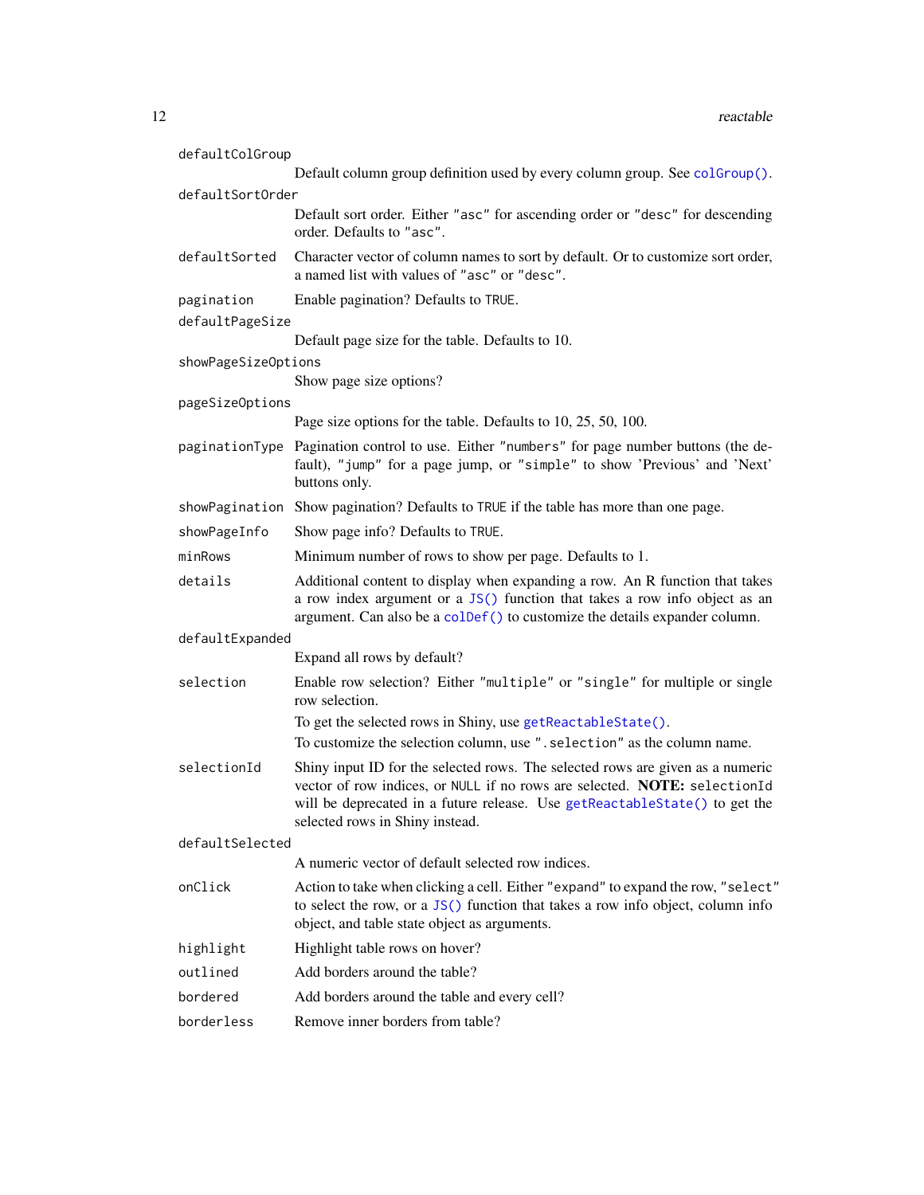`defaultColGroup`
: Default column group definition used by every column group. See `colGroup()`.

`defaultSortOrder`
: Default sort order. Either `"asc"` for ascending order or `"desc"` for descending order. Defaults to `"asc"`.

`defaultSorted`
: Character vector of column names to sort by default. Or to customize sort order, a named list with values of `"asc"` or `"desc"`.

`pagination`
: Enable pagination? Defaults to `TRUE`.

`defaultPageSize`
: Default page size for the table. Defaults to 10.

`showPageSizeOptions`
: Show page size options?

`pageSizeOptions`
: Page size options for the table. Defaults to 10, 25, 50, 100.

`paginationType`
: Pagination control to use. Either `"numbers"` for page number buttons (the default), `"jump"` for a page jump, or `"simple"` to show 'Previous' and 'Next' buttons only.

`showPagination`
: Show pagination? Defaults to `TRUE` if the table has more than one page.

`showPageInfo`
: Show page info? Defaults to `TRUE`.

`minRows`
: Minimum number of rows to show per page. Defaults to 1.

`details`
: Additional content to display when expanding a row. An R function that takes a row index argument or a `JS()` function that takes a row info object as an argument. Can also be a `colDef()` to customize the details expander column.

`defaultExpanded`
: Expand all rows by default?

`selection`
: Enable row selection? Either `"multiple"` or `"single"` for multiple or single row selection.

  To get the selected rows in Shiny, use `getReactableState()`.

  To customize the selection column, use `".selection"` as the column name.

`selectionId`
: Shiny input ID for the selected rows. The selected rows are given as a numeric vector of row indices, or `NULL` if no rows are selected. **NOTE:** `selectionId` will be deprecated in a future release. Use `getReactableState()` to get the selected rows in Shiny instead.

`defaultSelected`
: A numeric vector of default selected row indices.

`onClick`
: Action to take when clicking a cell. Either `"expand"` to expand the row, `"select"` to select the row, or a `JS()` function that takes a row info object, column info object, and table state object as arguments.

`highlight`
: Highlight table rows on hover?

`outlined`
: Add borders around the table?

`bordered`
: Add borders around the table and every cell?

`borderless`
: Remove inner borders from table?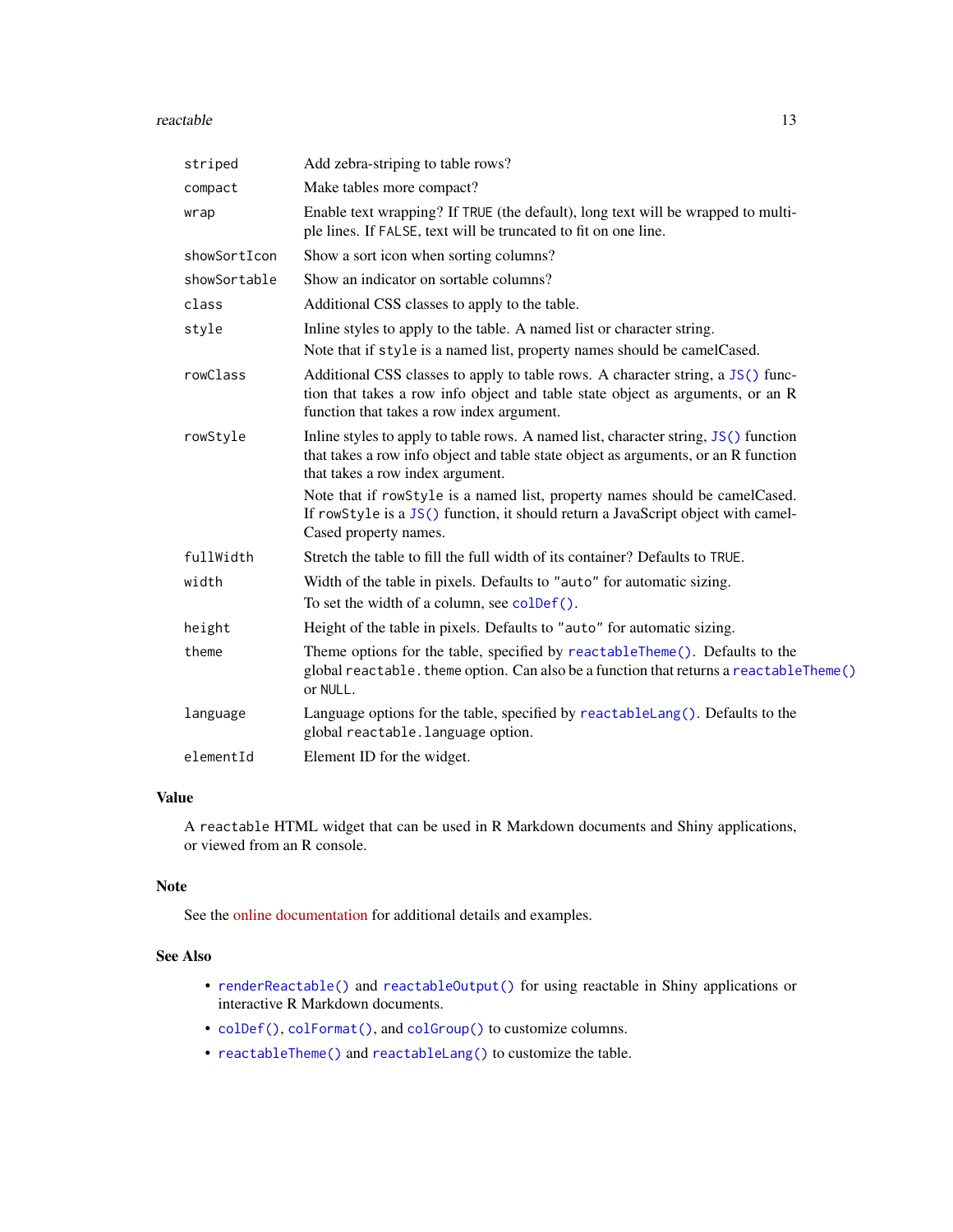| | |
|---|---|
| `striped` | Add zebra-striping to table rows? |
| `compact` | Make tables more compact? |
| `wrap` | Enable text wrapping? If `TRUE` (the default), long text will be wrapped to multiple lines. If `FALSE`, text will be truncated to fit on one line. |
| `showSortIcon` | Show a sort icon when sorting columns? |
| `showSortable` | Show an indicator on sortable columns? |
| `class` | Additional CSS classes to apply to the table. |
| `style` | Inline styles to apply to the table. A named list or character string. Note that if `style` is a named list, property names should be camelCased. |
| `rowClass` | Additional CSS classes to apply to table rows. A character string, a `JS()` function that takes a row info object and table state object as arguments, or an R function that takes a row index argument. |
| `rowStyle` | Inline styles to apply to table rows. A named list, character string, `JS()` function that takes a row info object and table state object as arguments, or an R function that takes a row index argument. Note that if `rowStyle` is a named list, property names should be camelCased. If `rowStyle` is a `JS()` function, it should return a JavaScript object with camelCased property names. |
| `fullWidth` | Stretch the table to fill the full width of its container? Defaults to `TRUE`. |
| `width` | Width of the table in pixels. Defaults to `"auto"` for automatic sizing. To set the width of a column, see `colDef()`. |
| `height` | Height of the table in pixels. Defaults to `"auto"` for automatic sizing. |
| `theme` | Theme options for the table, specified by `reactableTheme()`. Defaults to the global `reactable.theme` option. Can also be a function that returns a `reactableTheme()` or `NULL`. |
| `language` | Language options for the table, specified by `reactableLang()`. Defaults to the global `reactable.language` option. |
| `elementId` | Element ID for the widget. |

## Value

A `reactable` HTML widget that can be used in R Markdown documents and Shiny applications, or viewed from an R console.

## Note

See the online documentation for additional details and examples.

## See Also

- `renderReactable()` and `reactableOutput()` for using reactable in Shiny applications or interactive R Markdown documents.
- `colDef()`, `colFormat()`, and `colGroup()` to customize columns.
- `reactableTheme()` and `reactableLang()` to customize the table.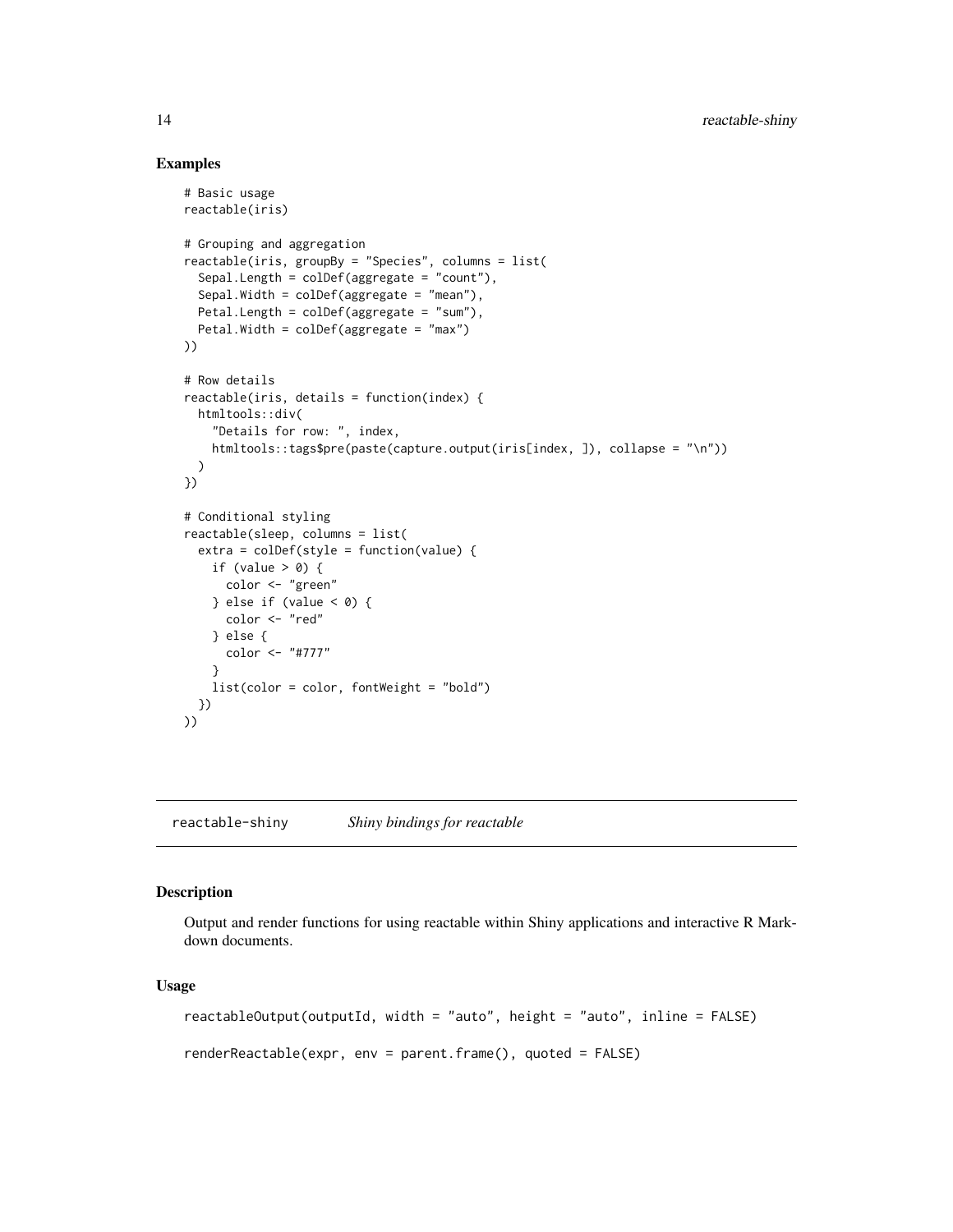### Examples

```
# Basic usage
reactable(iris)

# Grouping and aggregation
reactable(iris, groupBy = "Species", columns = list(
  Sepal.Length = colDef(aggregate = "count"),
  Sepal.Width = colDef(aggregate = "mean"),
  Petal.Length = colDef(aggregate = "sum"),
  Petal.Width = colDef(aggregate = "max")
))

# Row details
reactable(iris, details = function(index) {
  htmltools::div(
    "Details for row: ", index,
    htmltools::tags$pre(paste(capture.output(iris[index, ]), collapse = "\n"))
  )
})

# Conditional styling
reactable(sleep, columns = list(
  extra = colDef(style = function(value) {
    if (value > 0) {
      color <- "green"
    } else if (value < 0) {
      color <- "red"
    } else {
      color <- "#777"
    }
    list(color = color, fontWeight = "bold")
  })
))
```

---

## reactable-shiny *Shiny bindings for reactable*

### Description

Output and render functions for using reactable within Shiny applications and interactive R Markdown documents.

### Usage

```
reactableOutput(outputId, width = "auto", height = "auto", inline = FALSE)

renderReactable(expr, env = parent.frame(), quoted = FALSE)
```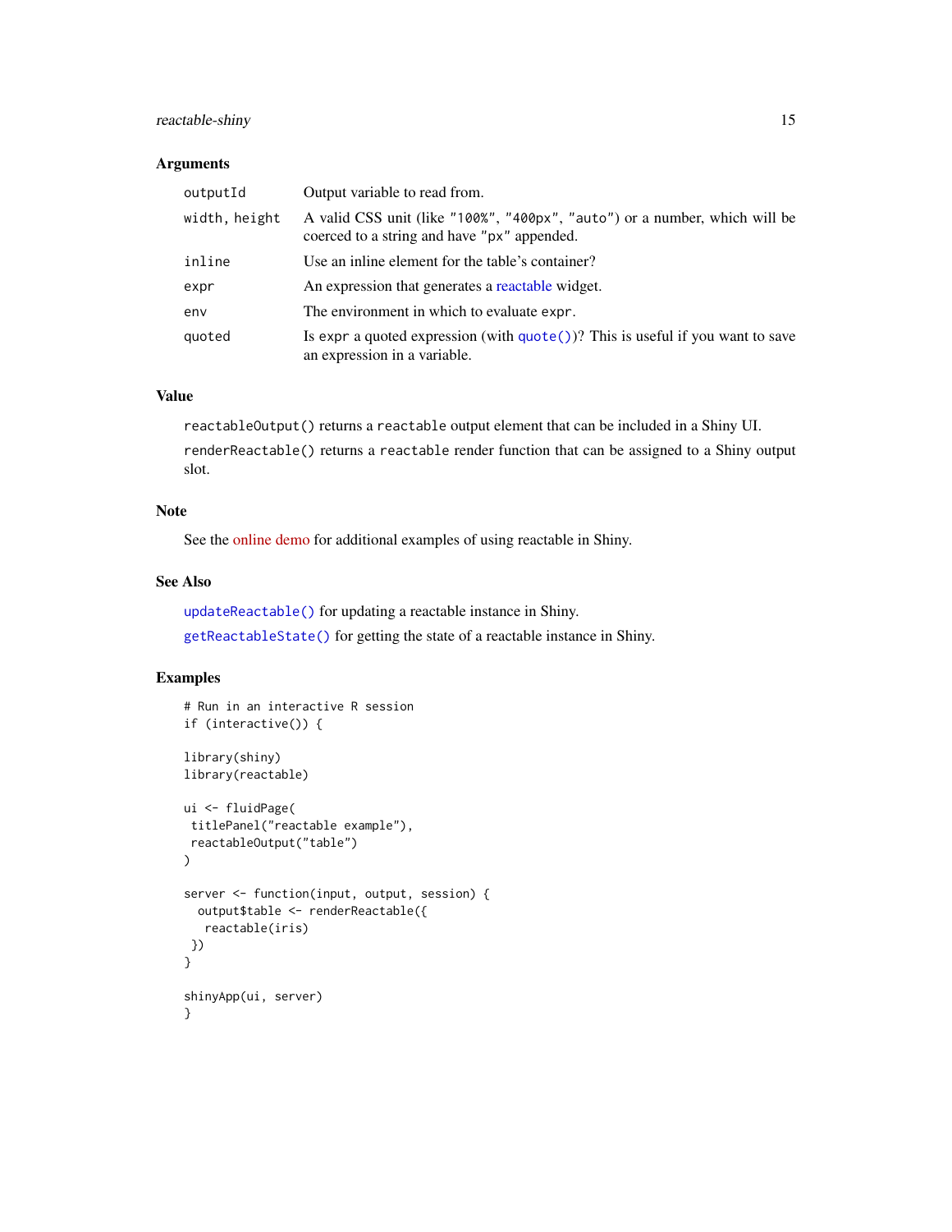## Arguments

| | |
|---|---|
| `outputId` | Output variable to read from. |
| `width, height` | A valid CSS unit (like `"100%"`, `"400px"`, `"auto"`) or a number, which will be coerced to a string and have `"px"` appended. |
| `inline` | Use an inline element for the table's container? |
| `expr` | An expression that generates a reactable widget. |
| `env` | The environment in which to evaluate `expr`. |
| `quoted` | Is `expr` a quoted expression (with `quote()`)? This is useful if you want to save an expression in a variable. |

## Value

`reactableOutput()` returns a `reactable` output element that can be included in a Shiny UI.

`renderReactable()` returns a `reactable` render function that can be assigned to a Shiny output slot.

## Note

See the online demo for additional examples of using reactable in Shiny.

## See Also

`updateReactable()` for updating a reactable instance in Shiny.

`getReactableState()` for getting the state of a reactable instance in Shiny.

## Examples

```
# Run in an interactive R session
if (interactive()) {

library(shiny)
library(reactable)

ui <- fluidPage(
 titlePanel("reactable example"),
 reactableOutput("table")
)

server <- function(input, output, session) {
  output$table <- renderReactable({
   reactable(iris)
 })
}

shinyApp(ui, server)
}
```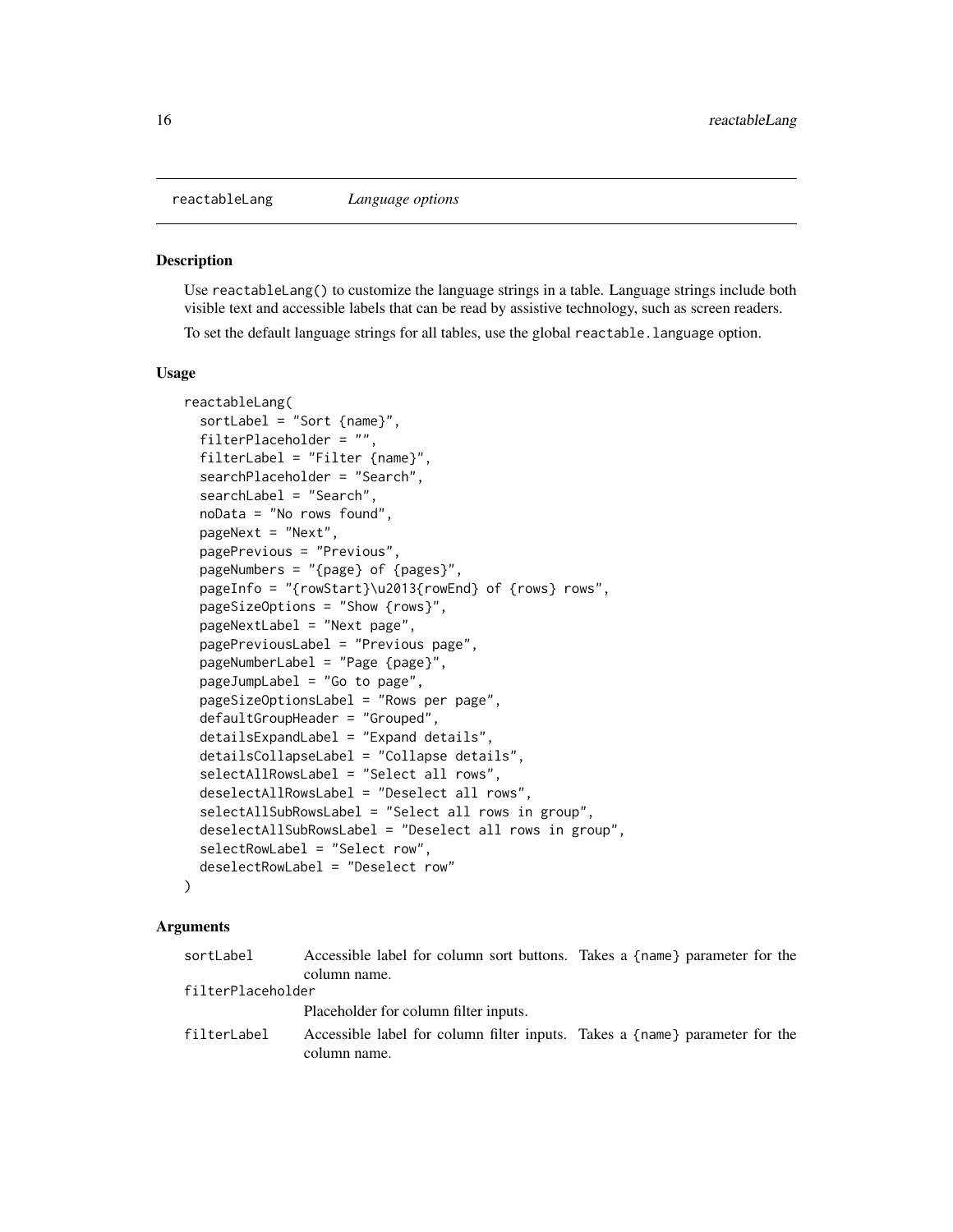reactableLang *Language options*

## Description

Use `reactableLang()` to customize the language strings in a table. Language strings include both visible text and accessible labels that can be read by assistive technology, such as screen readers.

To set the default language strings for all tables, use the global `reactable.language` option.

## Usage

```
reactableLang(
  sortLabel = "Sort {name}",
  filterPlaceholder = "",
  filterLabel = "Filter {name}",
  searchPlaceholder = "Search",
  searchLabel = "Search",
  noData = "No rows found",
  pageNext = "Next",
  pagePrevious = "Previous",
  pageNumbers = "{page} of {pages}",
  pageInfo = "{rowStart}\u2013{rowEnd} of {rows} rows",
  pageSizeOptions = "Show {rows}",
  pageNextLabel = "Next page",
  pagePreviousLabel = "Previous page",
  pageNumberLabel = "Page {page}",
  pageJumpLabel = "Go to page",
  pageSizeOptionsLabel = "Rows per page",
  defaultGroupHeader = "Grouped",
  detailsExpandLabel = "Expand details",
  detailsCollapseLabel = "Collapse details",
  selectAllRowsLabel = "Select all rows",
  deselectAllRowsLabel = "Deselect all rows",
  selectAllSubRowsLabel = "Select all rows in group",
  deselectAllSubRowsLabel = "Deselect all rows in group",
  selectRowLabel = "Select row",
  deselectRowLabel = "Deselect row"
)
```

## Arguments

`sortLabel` Accessible label for column sort buttons. Takes a `{name}` parameter for the column name.

`filterPlaceholder` Placeholder for column filter inputs.

`filterLabel` Accessible label for column filter inputs. Takes a `{name}` parameter for the column name.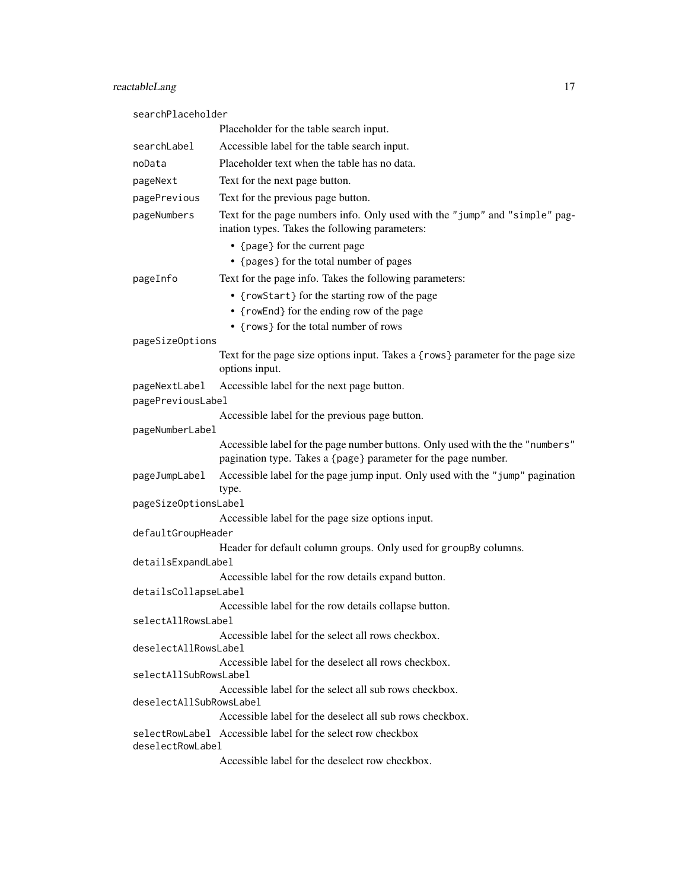`searchPlaceholder`
: Placeholder for the table search input.

`searchLabel`
: Accessible label for the table search input.

`noData`
: Placeholder text when the table has no data.

`pageNext`
: Text for the next page button.

`pagePrevious`
: Text for the previous page button.

`pageNumbers`
: Text for the page numbers info. Only used with the `"jump"` and `"simple"` pagination types. Takes the following parameters:
  - `{page}` for the current page
  - `{pages}` for the total number of pages

`pageInfo`
: Text for the page info. Takes the following parameters:
  - `{rowStart}` for the starting row of the page
  - `{rowEnd}` for the ending row of the page
  - `{rows}` for the total number of rows

`pageSizeOptions`
: Text for the page size options input. Takes a `{rows}` parameter for the page size options input.

`pageNextLabel`
: Accessible label for the next page button.

`pagePreviousLabel`
: Accessible label for the previous page button.

`pageNumberLabel`
: Accessible label for the page number buttons. Only used with the the `"numbers"` pagination type. Takes a `{page}` parameter for the page number.

`pageJumpLabel`
: Accessible label for the page jump input. Only used with the `"jump"` pagination type.

`pageSizeOptionsLabel`
: Accessible label for the page size options input.

`defaultGroupHeader`
: Header for default column groups. Only used for `groupBy` columns.

`detailsExpandLabel`
: Accessible label for the row details expand button.

`detailsCollapseLabel`
: Accessible label for the row details collapse button.

`selectAllRowsLabel`
: Accessible label for the select all rows checkbox.

`deselectAllRowsLabel`
: Accessible label for the deselect all rows checkbox.

`selectAllSubRowsLabel`
: Accessible label for the select all sub rows checkbox.

`deselectAllSubRowsLabel`
: Accessible label for the deselect all sub rows checkbox.

`selectRowLabel`
: Accessible label for the select row checkbox

`deselectRowLabel`
: Accessible label for the deselect row checkbox.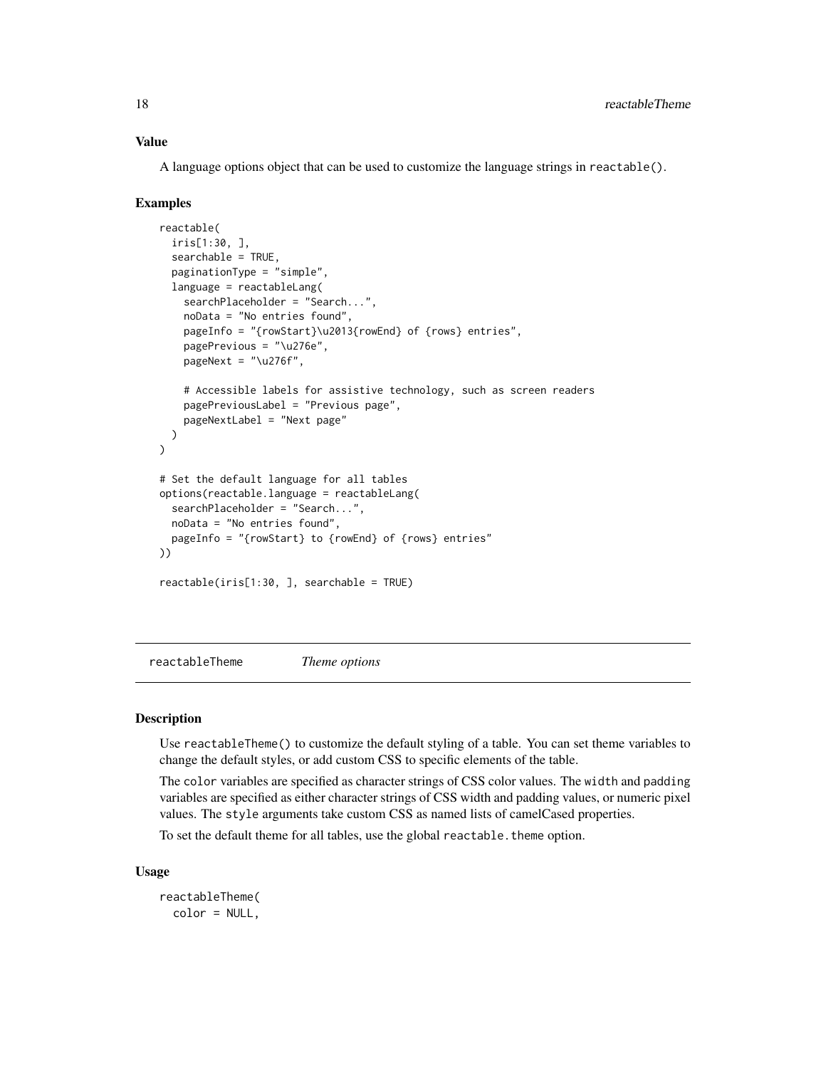### Value

A language options object that can be used to customize the language strings in `reactable()`.

### Examples

```
reactable(
  iris[1:30, ],
  searchable = TRUE,
  paginationType = "simple",
  language = reactableLang(
    searchPlaceholder = "Search...",
    noData = "No entries found",
    pageInfo = "{rowStart}\u2013{rowEnd} of {rows} entries",
    pagePrevious = "\u276e",
    pageNext = "\u276f",

    # Accessible labels for assistive technology, such as screen readers
    pagePreviousLabel = "Previous page",
    pageNextLabel = "Next page"
  )
)

# Set the default language for all tables
options(reactable.language = reactableLang(
  searchPlaceholder = "Search...",
  noData = "No entries found",
  pageInfo = "{rowStart} to {rowEnd} of {rows} entries"
))

reactable(iris[1:30, ], searchable = TRUE)
```

---

## reactableTheme    *Theme options*

---

### Description

Use `reactableTheme()` to customize the default styling of a table. You can set theme variables to change the default styles, or add custom CSS to specific elements of the table.

The `color` variables are specified as character strings of CSS color values. The `width` and `padding` variables are specified as either character strings of CSS width and padding values, or numeric pixel values. The `style` arguments take custom CSS as named lists of camelCased properties.

To set the default theme for all tables, use the global `reactable.theme` option.

### Usage

```
reactableTheme(
  color = NULL,
```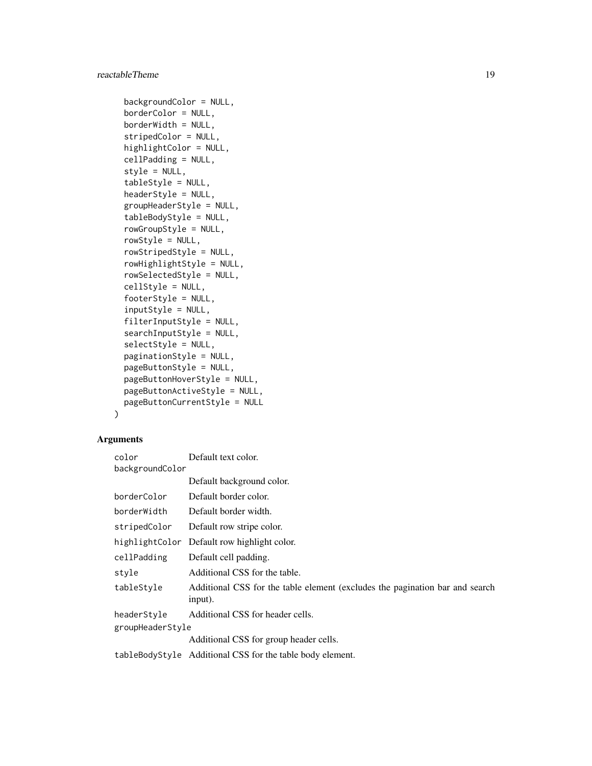```
  backgroundColor = NULL,
  borderColor = NULL,
  borderWidth = NULL,
  stripedColor = NULL,
  highlightColor = NULL,
  cellPadding = NULL,
  style = NULL,
  tableStyle = NULL,
  headerStyle = NULL,
  groupHeaderStyle = NULL,
  tableBodyStyle = NULL,
  rowGroupStyle = NULL,
  rowStyle = NULL,
  rowStripedStyle = NULL,
  rowHighlightStyle = NULL,
  rowSelectedStyle = NULL,
  cellStyle = NULL,
  footerStyle = NULL,
  inputStyle = NULL,
  filterInputStyle = NULL,
  searchInputStyle = NULL,
  selectStyle = NULL,
  paginationStyle = NULL,
  pageButtonStyle = NULL,
  pageButtonHoverStyle = NULL,
  pageButtonActiveStyle = NULL,
  pageButtonCurrentStyle = NULL
)
```

## Arguments

| | |
|---|---|
| `color` | Default text color. |
| `backgroundColor` | Default background color. |
| `borderColor` | Default border color. |
| `borderWidth` | Default border width. |
| `stripedColor` | Default row stripe color. |
| `highlightColor` | Default row highlight color. |
| `cellPadding` | Default cell padding. |
| `style` | Additional CSS for the table. |
| `tableStyle` | Additional CSS for the table element (excludes the pagination bar and search input). |
| `headerStyle` | Additional CSS for header cells. |
| `groupHeaderStyle` | Additional CSS for group header cells. |
| `tableBodyStyle` | Additional CSS for the table body element. |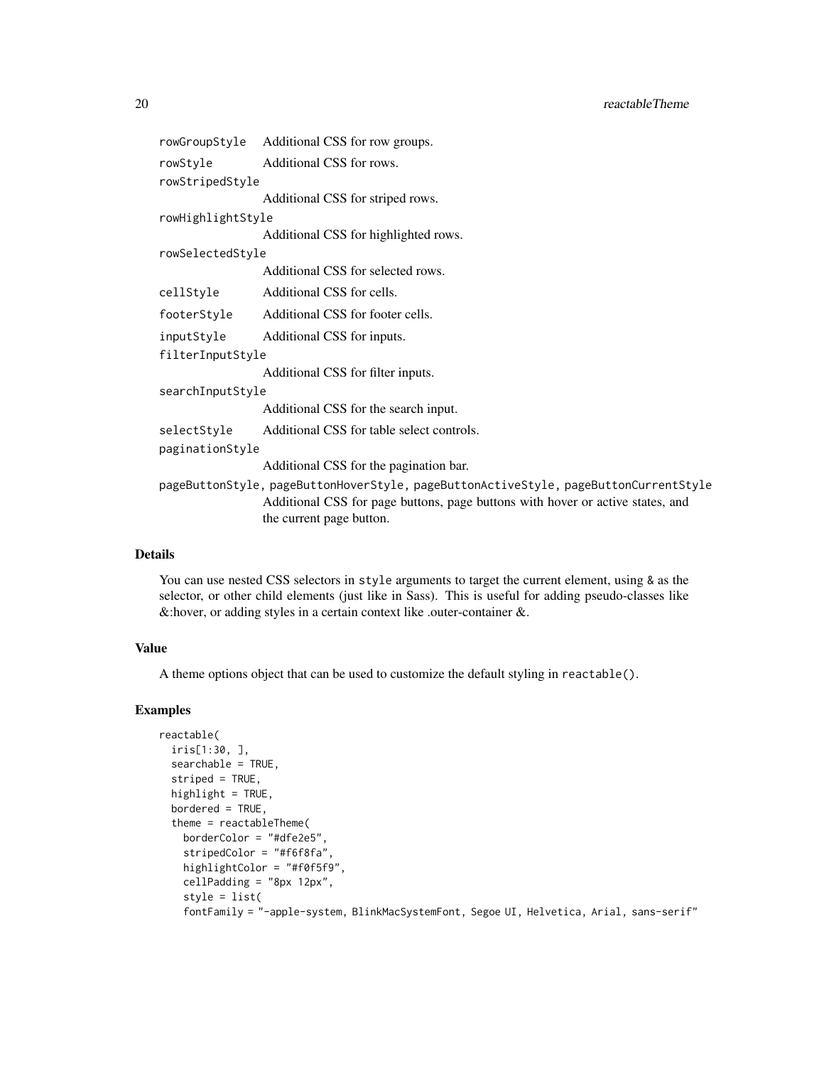`rowGroupStyle` Additional CSS for row groups.

`rowStyle` Additional CSS for rows.

`rowStripedStyle`
: Additional CSS for striped rows.

`rowHighlightStyle`
: Additional CSS for highlighted rows.

`rowSelectedStyle`
: Additional CSS for selected rows.

`cellStyle` Additional CSS for cells.

`footerStyle` Additional CSS for footer cells.

`inputStyle` Additional CSS for inputs.

`filterInputStyle`
: Additional CSS for filter inputs.

`searchInputStyle`
: Additional CSS for the search input.

`selectStyle` Additional CSS for table select controls.

`paginationStyle`
: Additional CSS for the pagination bar.

`pageButtonStyle, pageButtonHoverStyle, pageButtonActiveStyle, pageButtonCurrentStyle`
: Additional CSS for page buttons, page buttons with hover or active states, and the current page button.

## Details

You can use nested CSS selectors in `style` arguments to target the current element, using `&` as the selector, or other child elements (just like in Sass). This is useful for adding pseudo-classes like &:hover, or adding styles in a certain context like .outer-container &.

## Value

A theme options object that can be used to customize the default styling in `reactable()`.

## Examples

```
reactable(
  iris[1:30, ],
  searchable = TRUE,
  striped = TRUE,
  highlight = TRUE,
  bordered = TRUE,
  theme = reactableTheme(
    borderColor = "#dfe2e5",
    stripedColor = "#f6f8fa",
    highlightColor = "#f0f5f9",
    cellPadding = "8px 12px",
    style = list(
    fontFamily = "-apple-system, BlinkMacSystemFont, Segoe UI, Helvetica, Arial, sans-serif"
```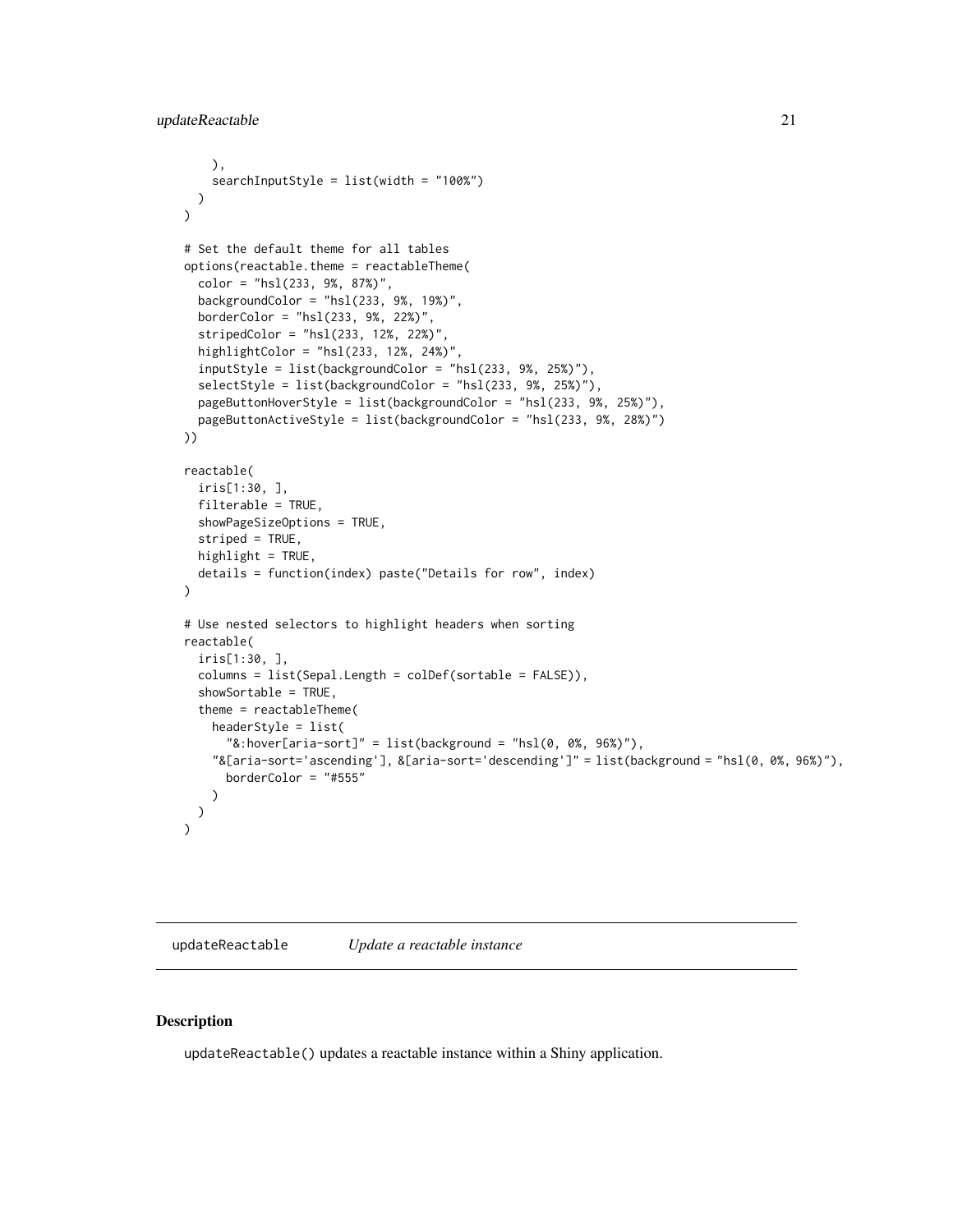```
    ),
    searchInputStyle = list(width = "100%")
  )
)

# Set the default theme for all tables
options(reactable.theme = reactableTheme(
  color = "hsl(233, 9%, 87%)",
  backgroundColor = "hsl(233, 9%, 19%)",
  borderColor = "hsl(233, 9%, 22%)",
  stripedColor = "hsl(233, 12%, 22%)",
  highlightColor = "hsl(233, 12%, 24%)",
  inputStyle = list(backgroundColor = "hsl(233, 9%, 25%)"),
  selectStyle = list(backgroundColor = "hsl(233, 9%, 25%)"),
  pageButtonHoverStyle = list(backgroundColor = "hsl(233, 9%, 25%)"),
  pageButtonActiveStyle = list(backgroundColor = "hsl(233, 9%, 28%)")
))

reactable(
  iris[1:30, ],
  filterable = TRUE,
  showPageSizeOptions = TRUE,
  striped = TRUE,
  highlight = TRUE,
  details = function(index) paste("Details for row", index)
)

# Use nested selectors to highlight headers when sorting
reactable(
  iris[1:30, ],
  columns = list(Sepal.Length = colDef(sortable = FALSE)),
  showSortable = TRUE,
  theme = reactableTheme(
    headerStyle = list(
      "&:hover[aria-sort]" = list(background = "hsl(0, 0%, 96%)"),
    "&[aria-sort='ascending'], &[aria-sort='descending']" = list(background = "hsl(0, 0%, 96%)"),
      borderColor = "#555"
    )
  )
)
```

## updateReactable *Update a reactable instance*

### Description

updateReactable() updates a reactable instance within a Shiny application.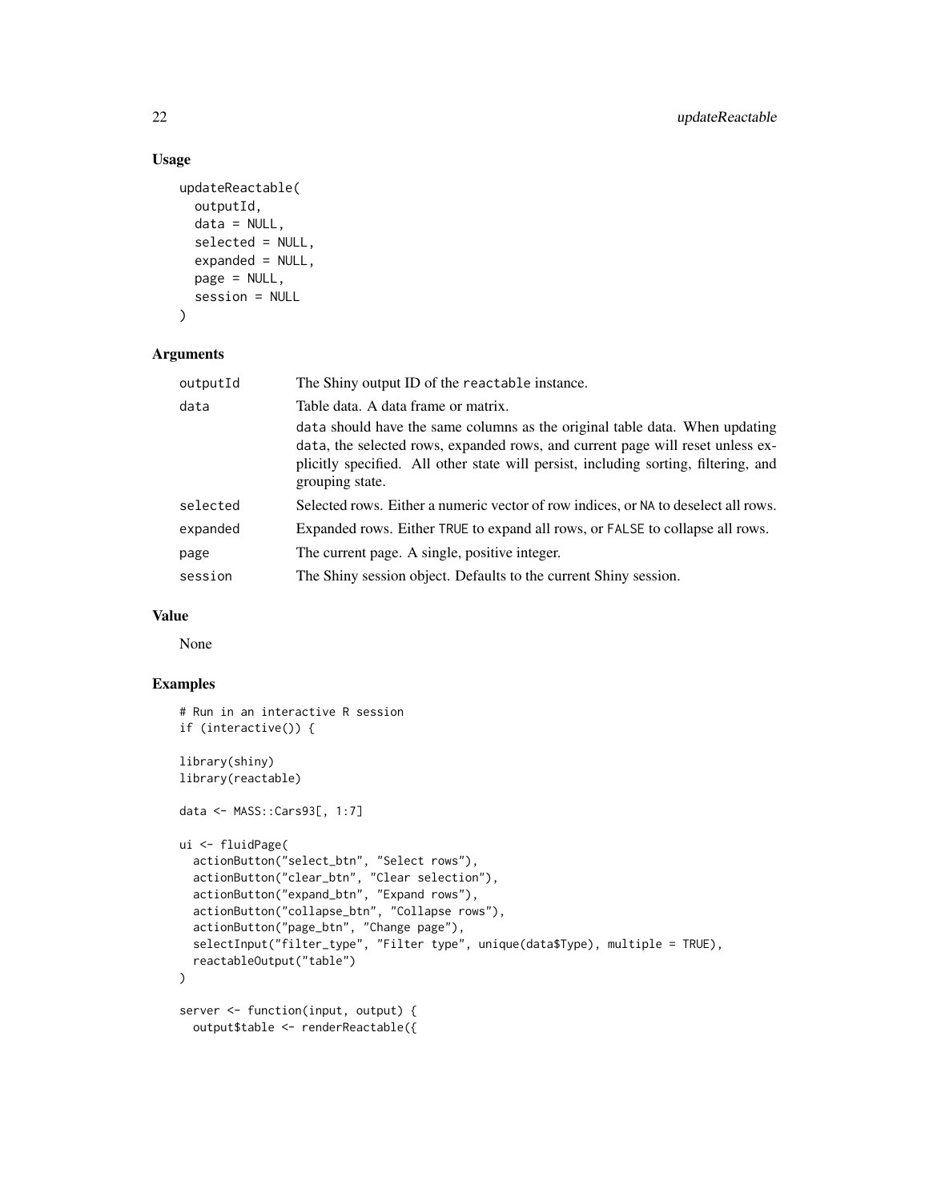## Usage

```
updateReactable(
  outputId,
  data = NULL,
  selected = NULL,
  expanded = NULL,
  page = NULL,
  session = NULL
)
```

## Arguments

| | |
|---|---|
| `outputId` | The Shiny output ID of the `reactable` instance. |
| `data` | Table data. A data frame or matrix. `data` should have the same columns as the original table data. When updating `data`, the selected rows, expanded rows, and current page will reset unless explicitly specified. All other state will persist, including sorting, filtering, and grouping state. |
| `selected` | Selected rows. Either a numeric vector of row indices, or `NA` to deselect all rows. |
| `expanded` | Expanded rows. Either `TRUE` to expand all rows, or `FALSE` to collapse all rows. |
| `page` | The current page. A single, positive integer. |
| `session` | The Shiny session object. Defaults to the current Shiny session. |

## Value

None

## Examples

```
# Run in an interactive R session
if (interactive()) {

library(shiny)
library(reactable)

data <- MASS::Cars93[, 1:7]

ui <- fluidPage(
  actionButton("select_btn", "Select rows"),
  actionButton("clear_btn", "Clear selection"),
  actionButton("expand_btn", "Expand rows"),
  actionButton("collapse_btn", "Collapse rows"),
  actionButton("page_btn", "Change page"),
  selectInput("filter_type", "Filter type", unique(data$Type), multiple = TRUE),
  reactableOutput("table")
)

server <- function(input, output) {
  output$table <- renderReactable({
```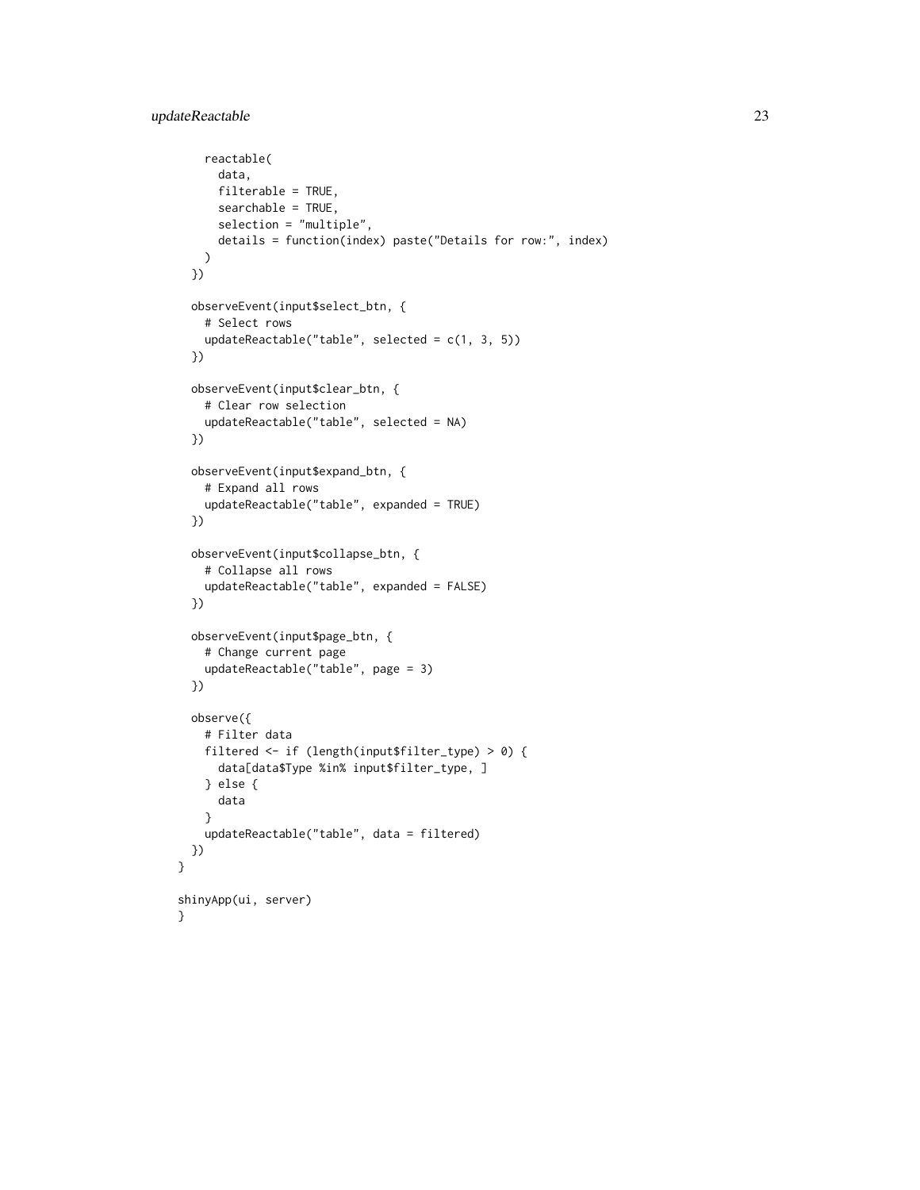```
    reactable(
      data,
      filterable = TRUE,
      searchable = TRUE,
      selection = "multiple",
      details = function(index) paste("Details for row:", index)
    )
  })

  observeEvent(input$select_btn, {
    # Select rows
    updateReactable("table", selected = c(1, 3, 5))
  })

  observeEvent(input$clear_btn, {
    # Clear row selection
    updateReactable("table", selected = NA)
  })

  observeEvent(input$expand_btn, {
    # Expand all rows
    updateReactable("table", expanded = TRUE)
  })

  observeEvent(input$collapse_btn, {
    # Collapse all rows
    updateReactable("table", expanded = FALSE)
  })

  observeEvent(input$page_btn, {
    # Change current page
    updateReactable("table", page = 3)
  })

  observe({
    # Filter data
    filtered <- if (length(input$filter_type) > 0) {
      data[data$Type %in% input$filter_type, ]
    } else {
      data
    }
    updateReactable("table", data = filtered)
  })
}

shinyApp(ui, server)
}
```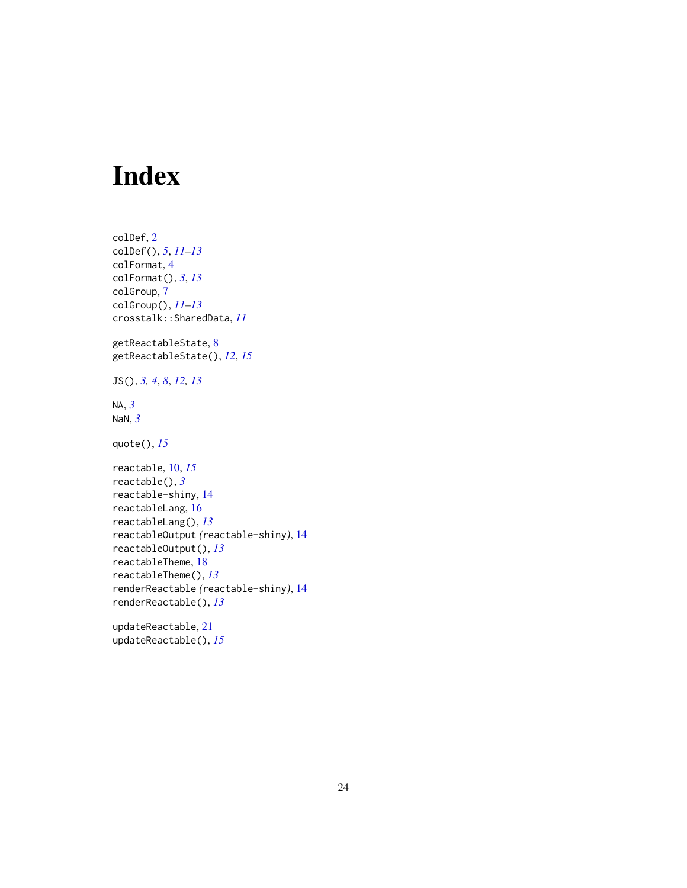# Index

colDef, 2
colDef(), *5*, *11–13*
colFormat, 4
colFormat(), *3*, *13*
colGroup, 7
colGroup(), *11–13*
crosstalk::SharedData, *11*

getReactableState, 8
getReactableState(), *12*, *15*

JS(), *3*, *4*, *8*, *12*, *13*

NA, *3*
NaN, *3*

quote(), *15*

reactable, 10, *15*
reactable(), *3*
reactable-shiny, 14
reactableLang, 16
reactableLang(), *13*
reactableOutput *(reactable-shiny)*, 14
reactableOutput(), *13*
reactableTheme, 18
reactableTheme(), *13*
renderReactable *(reactable-shiny)*, 14
renderReactable(), *13*

updateReactable, 21
updateReactable(), *15*